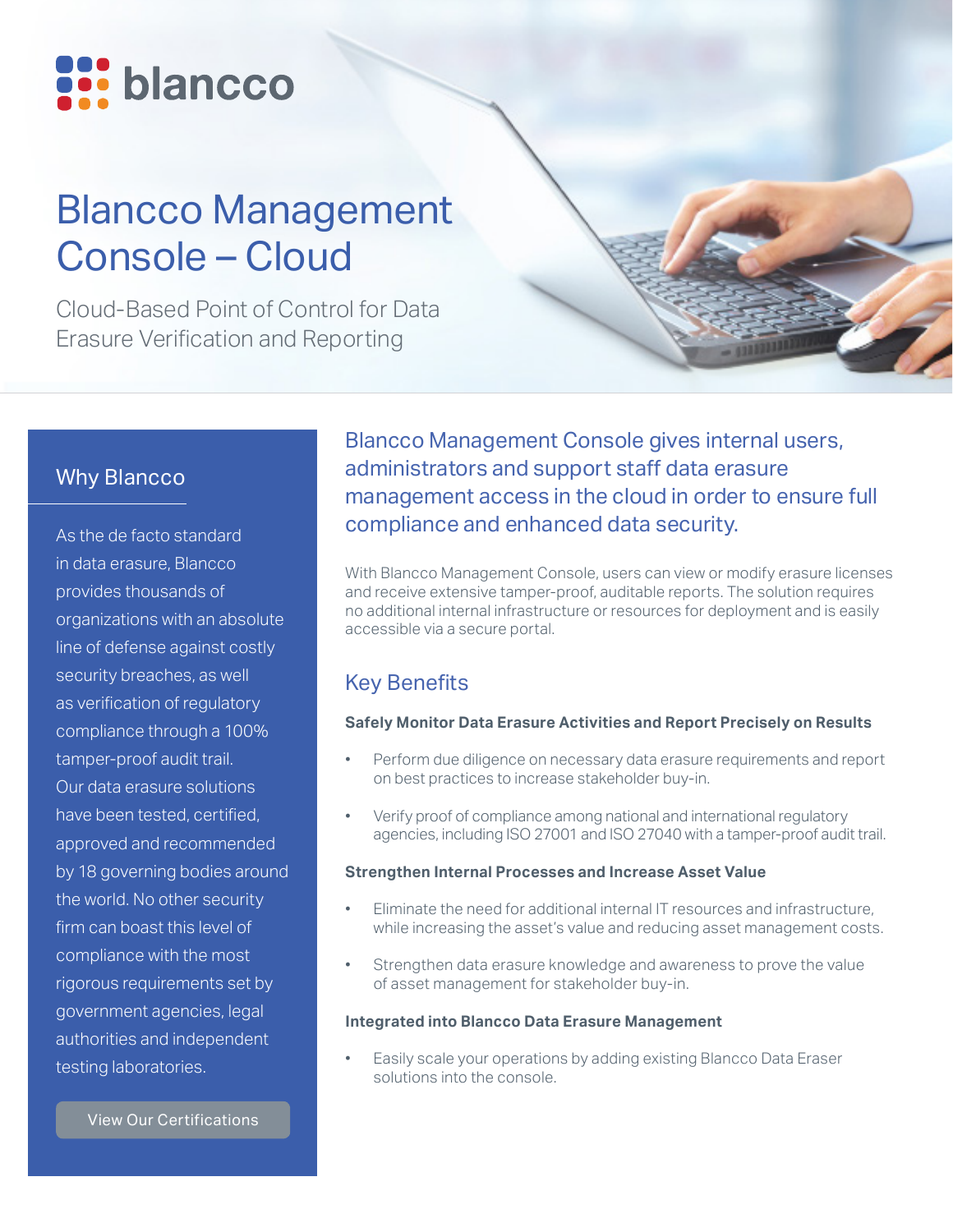blancco

# Blancco Management Console – Cloud

Cloud-Based Point of Control for Data Erasure Verification and Reporting

## Why Blancco

As the de facto standard in data erasure, Blancco provides thousands of organizations with an absolute line of defense against costly security breaches, as well as verification of regulatory compliance through a 100% tamper-proof audit trail. Our data erasure solutions have been tested, certified, approved and recommended by 18 governing bodies around the world. No other security firm can boast this level of compliance with the most rigorous requirements set by government agencies, legal authorities and independent testing laboratories.

View Our Certifications

### Blancco Management Console gives internal users, administrators and support staff data erasure management access in the cloud in order to ensure full compliance and enhanced data security.

With Blancco Management Console, users can view or modify erasure licenses and receive extensive tamper-proof, auditable reports. The solution requires no additional internal infrastructure or resources for deployment and is easily accessible via a secure portal.

## Key Benefits

**Safely Monitor Data Erasure Activities and Report Precisely on Results**

- Perform due diligence on necessary data erasure requirements and report on best practices to increase stakeholder buy-in.
- Verify proof of compliance among national and international regulatory agencies, including ISO 27001 and ISO 27040 with a tamper-proof audit trail.

**Strengthen Internal Processes and Increase Asset Value**

- Eliminate the need for additional internal IT resources and infrastructure, while increasing the asset's value and reducing asset management costs.
- Strengthen data erasure knowledge and awareness to prove the value of asset management for stakeholder buy-in.

**Integrated into Blancco Data Erasure Management**

- Easily scale your operations by adding existing Blancco Data Eraser solutions into the console.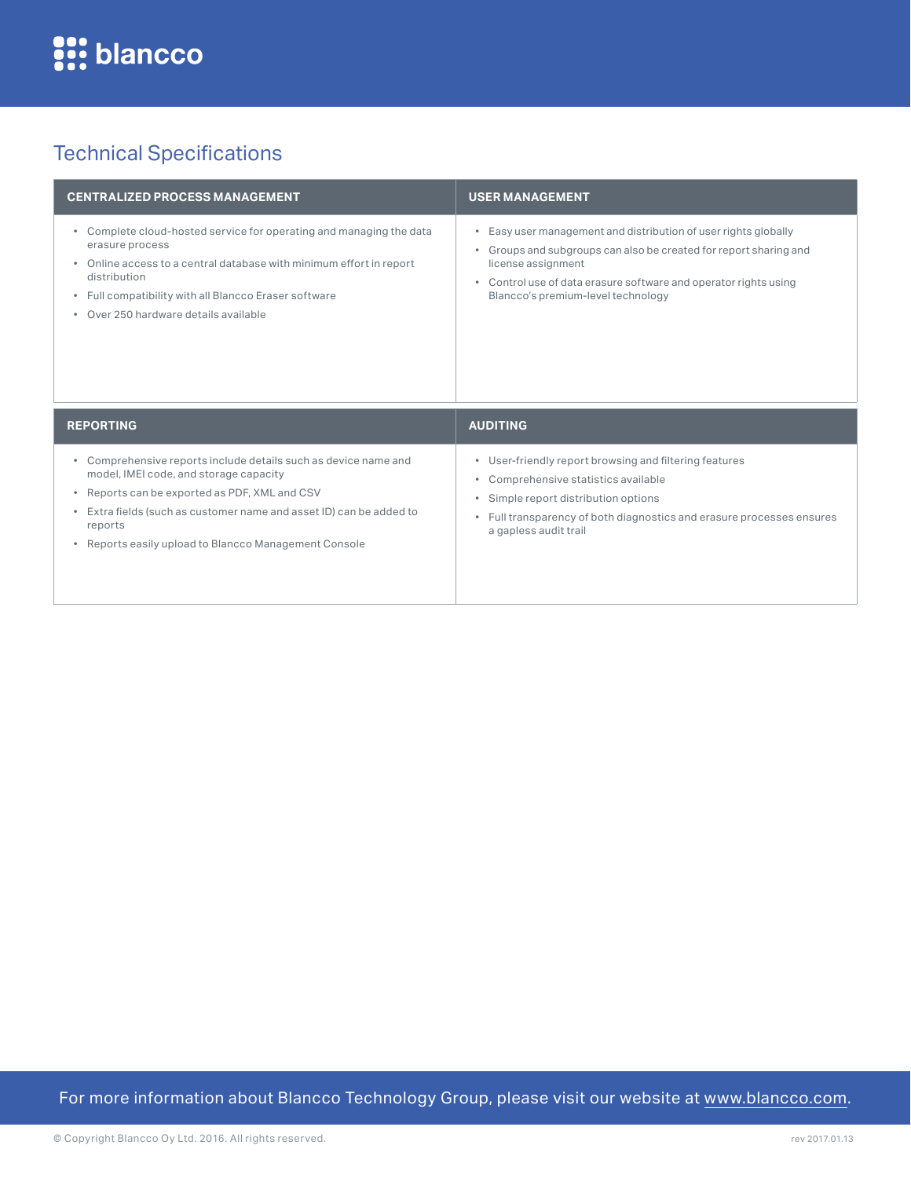## Technical Specifications

| CENTRALIZED PROCESS MANAGEMENT | USER MANAGEMENT |
|---|---|
| • Complete cloud-hosted service for operating and managing the data erasure process<br>• Online access to a central database with minimum effort in report distribution<br>• Full compatibility with all Blancco Eraser software<br>• Over 250 hardware details available | • Easy user management and distribution of user rights globally<br>• Groups and subgroups can also be created for report sharing and license assignment<br>• Control use of data erasure software and operator rights using Blancco's premium-level technology |

| REPORTING | AUDITING |
|---|---|
| • Comprehensive reports include details such as device name and model, IMEI code, and storage capacity<br>• Reports can be exported as PDF, XML and CSV<br>• Extra fields (such as customer name and asset ID) can be added to reports<br>• Reports easily upload to Blancco Management Console | • User-friendly report browsing and filtering features<br>• Comprehensive statistics available<br>• Simple report distribution options<br>• Full transparency of both diagnostics and erasure processes ensures a gapless audit trail |

For more information about Blancco Technology Group, please visit our website at www.blancco.com.

© Copyright Blancco Oy Ltd. 2016. All rights reserved.

rev 2017.01.13